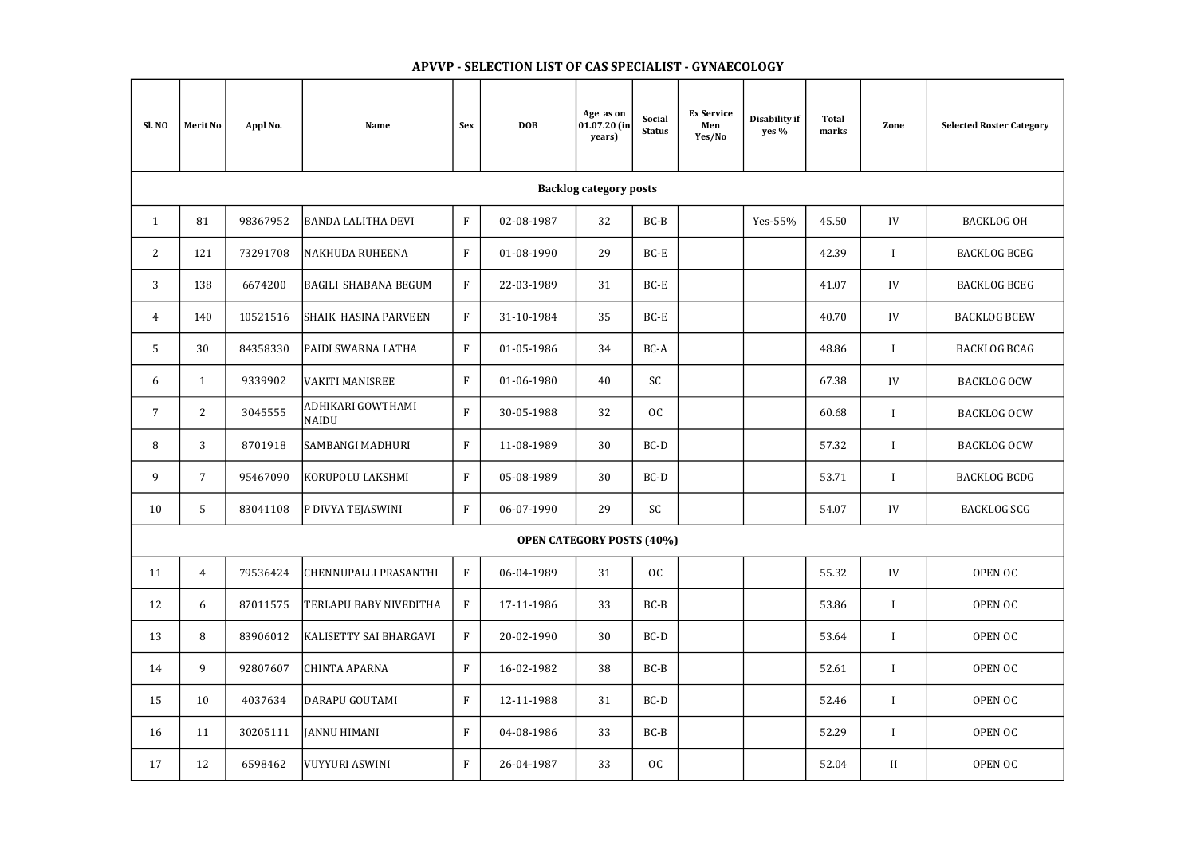# APVVP - SELECTION LIST OF CAS SPECIALIST - GYNAECOLOGY

| Sl. NO | Merit No | Appl No. | Name | Sex | DOB | Age as on 01.07.20 (in years) | Social Status | Ex Service Men Yes/No | Disability if yes % | Total marks | Zone | Selected Roster Category |
|---|---|---|---|---|---|---|---|---|---|---|---|---|
| **Backlog category posts** | | | | | | | | | | | | |
| 1 | 81 | 98367952 | BANDA LALITHA DEVI | F | 02-08-1987 | 32 | BC-B | | Yes-55% | 45.50 | IV | BACKLOG OH |
| 2 | 121 | 73291708 | NAKHUDA RUHEENA | F | 01-08-1990 | 29 | BC-E | | | 42.39 | I | BACKLOG BCEG |
| 3 | 138 | 6674200 | BAGILI SHABANA BEGUM | F | 22-03-1989 | 31 | BC-E | | | 41.07 | IV | BACKLOG BCEG |
| 4 | 140 | 10521516 | SHAIK HASINA PARVEEN | F | 31-10-1984 | 35 | BC-E | | | 40.70 | IV | BACKLOG BCEW |
| 5 | 30 | 84358330 | PAIDI SWARNA LATHA | F | 01-05-1986 | 34 | BC-A | | | 48.86 | I | BACKLOG BCAG |
| 6 | 1 | 9339902 | VAKITI MANISREE | F | 01-06-1980 | 40 | SC | | | 67.38 | IV | BACKLOG OCW |
| 7 | 2 | 3045555 | ADHIKARI GOWTHAMI NAIDU | F | 30-05-1988 | 32 | OC | | | 60.68 | I | BACKLOG OCW |
| 8 | 3 | 8701918 | SAMBANGI MADHURI | F | 11-08-1989 | 30 | BC-D | | | 57.32 | I | BACKLOG OCW |
| 9 | 7 | 95467090 | KORUPOLU LAKSHMI | F | 05-08-1989 | 30 | BC-D | | | 53.71 | I | BACKLOG BCDG |
| 10 | 5 | 83041108 | P DIVYA TEJASWINI | F | 06-07-1990 | 29 | SC | | | 54.07 | IV | BACKLOG SCG |
| **OPEN CATEGORY POSTS (40%)** | | | | | | | | | | | | |
| 11 | 4 | 79536424 | CHENNUPALLI PRASANTHI | F | 06-04-1989 | 31 | OC | | | 55.32 | IV | OPEN OC |
| 12 | 6 | 87011575 | TERLAPU BABY NIVEDITHA | F | 17-11-1986 | 33 | BC-B | | | 53.86 | I | OPEN OC |
| 13 | 8 | 83906012 | KALISETTY SAI BHARGAVI | F | 20-02-1990 | 30 | BC-D | | | 53.64 | I | OPEN OC |
| 14 | 9 | 92807607 | CHINTA APARNA | F | 16-02-1982 | 38 | BC-B | | | 52.61 | I | OPEN OC |
| 15 | 10 | 4037634 | DARAPU GOUTAMI | F | 12-11-1988 | 31 | BC-D | | | 52.46 | I | OPEN OC |
| 16 | 11 | 30205111 | JANNU HIMANI | F | 04-08-1986 | 33 | BC-B | | | 52.29 | I | OPEN OC |
| 17 | 12 | 6598462 | VUYYURI ASWINI | F | 26-04-1987 | 33 | OC | | | 52.04 | II | OPEN OC |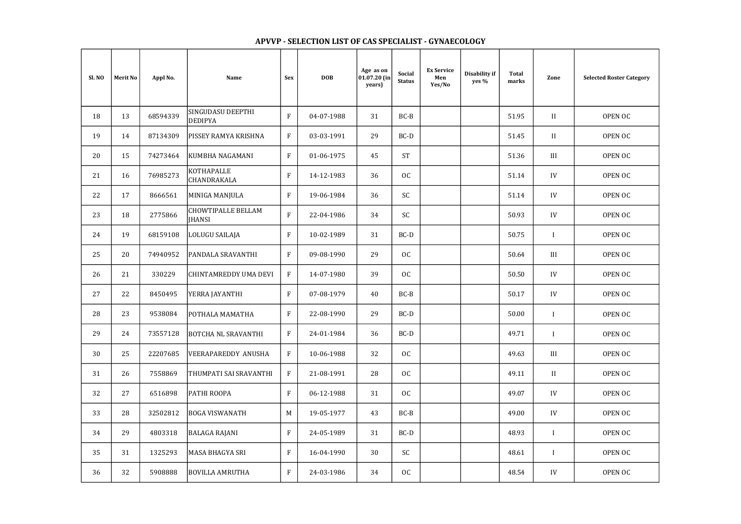## APVVP - SELECTION LIST OF CAS SPECIALIST - GYNAECOLOGY

| Sl. NO | Merit No | Appl No. | Name | Sex | DOB | Age as on 01.07.20 (in years) | Social Status | Ex Service Men Yes/No | Disability if yes % | Total marks | Zone | Selected Roster Category |
|---|---|---|---|---|---|---|---|---|---|---|---|---|
| 18 | 13 | 68594339 | SINGUDASU DEEPTHI DEDIPYA | F | 04-07-1988 | 31 | BC-B | | | 51.95 | II | OPEN OC |
| 19 | 14 | 87134309 | PISSEY RAMYA KRISHNA | F | 03-03-1991 | 29 | BC-D | | | 51.45 | II | OPEN OC |
| 20 | 15 | 74273464 | KUMBHA NAGAMANI | F | 01-06-1975 | 45 | ST | | | 51.36 | III | OPEN OC |
| 21 | 16 | 76985273 | KOTHAPALLE CHANDRAKALA | F | 14-12-1983 | 36 | OC | | | 51.14 | IV | OPEN OC |
| 22 | 17 | 8666561 | MINIGA MANJULA | F | 19-06-1984 | 36 | SC | | | 51.14 | IV | OPEN OC |
| 23 | 18 | 2775866 | CHOWTIPALLE BELLAM JHANSI | F | 22-04-1986 | 34 | SC | | | 50.93 | IV | OPEN OC |
| 24 | 19 | 68159108 | LOLUGU SAILAJA | F | 10-02-1989 | 31 | BC-D | | | 50.75 | I | OPEN OC |
| 25 | 20 | 74940952 | PANDALA SRAVANTHI | F | 09-08-1990 | 29 | OC | | | 50.64 | III | OPEN OC |
| 26 | 21 | 330229 | CHINTAMREDDY UMA DEVI | F | 14-07-1980 | 39 | OC | | | 50.50 | IV | OPEN OC |
| 27 | 22 | 8450495 | YERRA JAYANTHI | F | 07-08-1979 | 40 | BC-B | | | 50.17 | IV | OPEN OC |
| 28 | 23 | 9538084 | POTHALA MAMATHA | F | 22-08-1990 | 29 | BC-D | | | 50.00 | I | OPEN OC |
| 29 | 24 | 73557128 | BOTCHA NL SRAVANTHI | F | 24-01-1984 | 36 | BC-D | | | 49.71 | I | OPEN OC |
| 30 | 25 | 22207685 | VEERAPAREDDY ANUSHA | F | 10-06-1988 | 32 | OC | | | 49.63 | III | OPEN OC |
| 31 | 26 | 7558869 | THUMPATI SAI SRAVANTHI | F | 21-08-1991 | 28 | OC | | | 49.11 | II | OPEN OC |
| 32 | 27 | 6516898 | PATHI ROOPA | F | 06-12-1988 | 31 | OC | | | 49.07 | IV | OPEN OC |
| 33 | 28 | 32502812 | BOGA VISWANATH | M | 19-05-1977 | 43 | BC-B | | | 49.00 | IV | OPEN OC |
| 34 | 29 | 4803318 | BALAGA RAJANI | F | 24-05-1989 | 31 | BC-D | | | 48.93 | I | OPEN OC |
| 35 | 31 | 1325293 | MASA BHAGYA SRI | F | 16-04-1990 | 30 | SC | | | 48.61 | I | OPEN OC |
| 36 | 32 | 5908888 | BOVILLA AMRUTHA | F | 24-03-1986 | 34 | OC | | | 48.54 | IV | OPEN OC |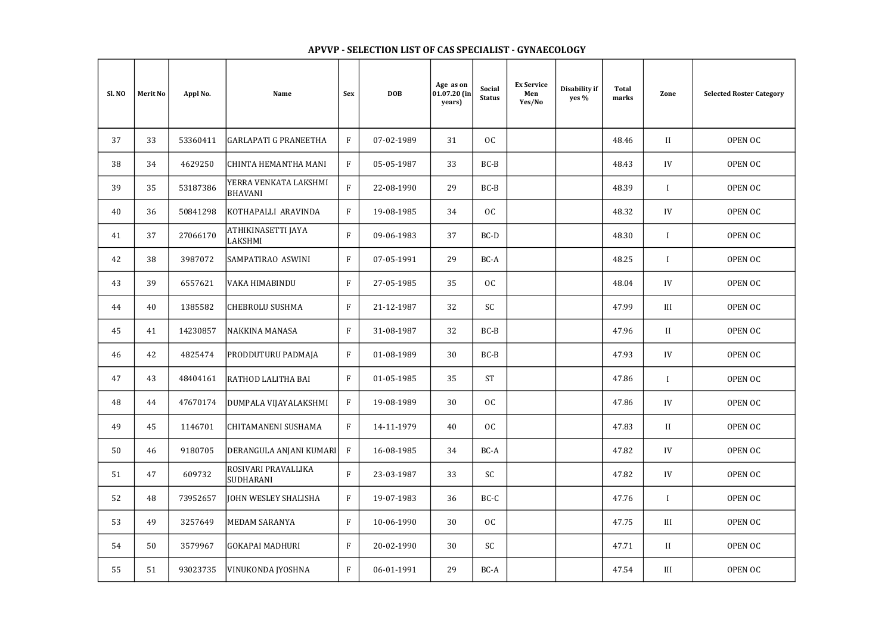## APVVP - SELECTION LIST OF CAS SPECIALIST - GYNAECOLOGY

| Sl. NO | Merit No | Appl No. | Name | Sex | DOB | Age as on 01.07.20 (in years) | Social Status | Ex Service Men Yes/No | Disability if yes % | Total marks | Zone | Selected Roster Category |
|---|---|---|---|---|---|---|---|---|---|---|---|---|
| 37 | 33 | 53360411 | GARLAPATI G PRANEETHA | F | 07-02-1989 | 31 | OC | | | 48.46 | II | OPEN OC |
| 38 | 34 | 4629250 | CHINTA HEMANTHA MANI | F | 05-05-1987 | 33 | BC-B | | | 48.43 | IV | OPEN OC |
| 39 | 35 | 53187386 | YERRA VENKATA LAKSHMI BHAVANI | F | 22-08-1990 | 29 | BC-B | | | 48.39 | I | OPEN OC |
| 40 | 36 | 50841298 | KOTHAPALLI ARAVINDA | F | 19-08-1985 | 34 | OC | | | 48.32 | IV | OPEN OC |
| 41 | 37 | 27066170 | ATHIKINASETTI JAYA LAKSHMI | F | 09-06-1983 | 37 | BC-D | | | 48.30 | I | OPEN OC |
| 42 | 38 | 3987072 | SAMPATIRAO ASWINI | F | 07-05-1991 | 29 | BC-A | | | 48.25 | I | OPEN OC |
| 43 | 39 | 6557621 | VAKA HIMABINDU | F | 27-05-1985 | 35 | OC | | | 48.04 | IV | OPEN OC |
| 44 | 40 | 1385582 | CHEBROLU SUSHMA | F | 21-12-1987 | 32 | SC | | | 47.99 | III | OPEN OC |
| 45 | 41 | 14230857 | NAKKINA MANASA | F | 31-08-1987 | 32 | BC-B | | | 47.96 | II | OPEN OC |
| 46 | 42 | 4825474 | PRODDUTURU PADMAJA | F | 01-08-1989 | 30 | BC-B | | | 47.93 | IV | OPEN OC |
| 47 | 43 | 48404161 | RATHOD LALITHA BAI | F | 01-05-1985 | 35 | ST | | | 47.86 | I | OPEN OC |
| 48 | 44 | 47670174 | DUMPALA VIJAYALAKSHMI | F | 19-08-1989 | 30 | OC | | | 47.86 | IV | OPEN OC |
| 49 | 45 | 1146701 | CHITAMANENI SUSHAMA | F | 14-11-1979 | 40 | OC | | | 47.83 | II | OPEN OC |
| 50 | 46 | 9180705 | DERANGULA ANJANI KUMARI | F | 16-08-1985 | 34 | BC-A | | | 47.82 | IV | OPEN OC |
| 51 | 47 | 609732 | ROSIVARI PRAVALLIKA SUDHARANI | F | 23-03-1987 | 33 | SC | | | 47.82 | IV | OPEN OC |
| 52 | 48 | 73952657 | JOHN WESLEY SHALISHA | F | 19-07-1983 | 36 | BC-C | | | 47.76 | I | OPEN OC |
| 53 | 49 | 3257649 | MEDAM SARANYA | F | 10-06-1990 | 30 | OC | | | 47.75 | III | OPEN OC |
| 54 | 50 | 3579967 | GOKAPAI MADHURI | F | 20-02-1990 | 30 | SC | | | 47.71 | II | OPEN OC |
| 55 | 51 | 93023735 | VINUKONDA JYOSHNA | F | 06-01-1991 | 29 | BC-A | | | 47.54 | III | OPEN OC |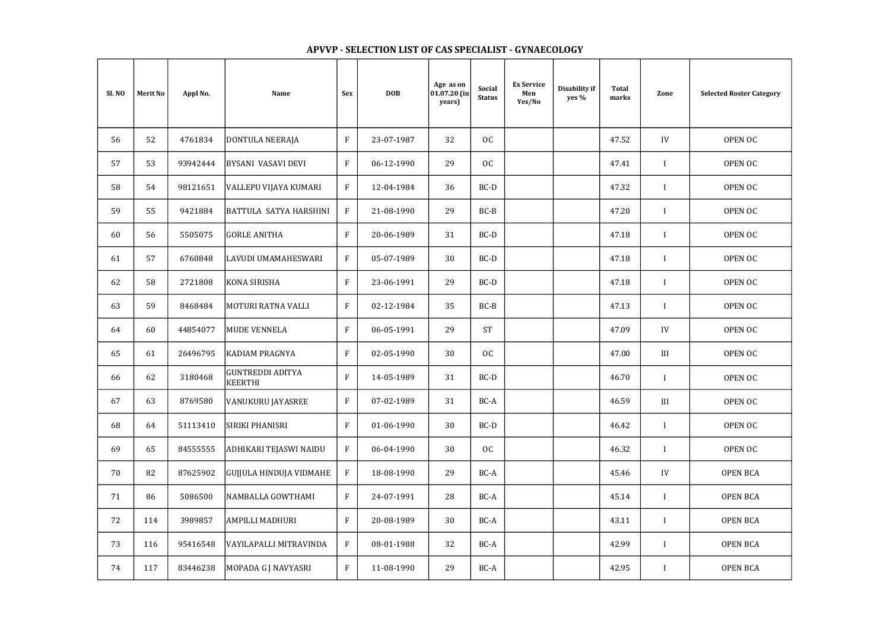**APVVP - SELECTION LIST OF CAS SPECIALIST - GYNAECOLOGY**

| Sl. NO | Merit No | Appl No. | Name | Sex | DOB | Age as on 01.07.20 (in years) | Social Status | Ex Service Men Yes/No | Disability if yes % | Total marks | Zone | Selected Roster Category |
|---|---|---|---|---|---|---|---|---|---|---|---|---|
| 56 | 52 | 4761834 | DONTULA NEERAJA | F | 23-07-1987 | 32 | OC | | | 47.52 | IV | OPEN OC |
| 57 | 53 | 93942444 | BYSANI VASAVI DEVI | F | 06-12-1990 | 29 | OC | | | 47.41 | I | OPEN OC |
| 58 | 54 | 98121651 | VALLEPU VIJAYA KUMARI | F | 12-04-1984 | 36 | BC-D | | | 47.32 | I | OPEN OC |
| 59 | 55 | 9421884 | BATTULA SATYA HARSHINI | F | 21-08-1990 | 29 | BC-B | | | 47.20 | I | OPEN OC |
| 60 | 56 | 5505075 | GORLE ANITHA | F | 20-06-1989 | 31 | BC-D | | | 47.18 | I | OPEN OC |
| 61 | 57 | 6760848 | LAVUDI UMAMAHESWARI | F | 05-07-1989 | 30 | BC-D | | | 47.18 | I | OPEN OC |
| 62 | 58 | 2721808 | KONA SIRISHA | F | 23-06-1991 | 29 | BC-D | | | 47.18 | I | OPEN OC |
| 63 | 59 | 8468484 | MOTURI RATNA VALLI | F | 02-12-1984 | 35 | BC-B | | | 47.13 | I | OPEN OC |
| 64 | 60 | 44854077 | MUDE VENNELA | F | 06-05-1991 | 29 | ST | | | 47.09 | IV | OPEN OC |
| 65 | 61 | 26496795 | KADIAM PRAGNYA | F | 02-05-1990 | 30 | OC | | | 47.00 | III | OPEN OC |
| 66 | 62 | 3180468 | GUNTREDDI ADITYA KEERTHI | F | 14-05-1989 | 31 | BC-D | | | 46.70 | I | OPEN OC |
| 67 | 63 | 8769580 | VANUKURU JAYASREE | F | 07-02-1989 | 31 | BC-A | | | 46.59 | III | OPEN OC |
| 68 | 64 | 51113410 | SIRIKI PHANISRI | F | 01-06-1990 | 30 | BC-D | | | 46.42 | I | OPEN OC |
| 69 | 65 | 84555555 | ADHIKARI TEJASWI NAIDU | F | 06-04-1990 | 30 | OC | | | 46.32 | I | OPEN OC |
| 70 | 82 | 87625902 | GUJJULA HINDUJA VIDMAHE | F | 18-08-1990 | 29 | BC-A | | | 45.46 | IV | OPEN BCA |
| 71 | 86 | 5086500 | NAMBALLA GOWTHAMI | F | 24-07-1991 | 28 | BC-A | | | 45.14 | I | OPEN BCA |
| 72 | 114 | 3989857 | AMPILLI MADHURI | F | 20-08-1989 | 30 | BC-A | | | 43.11 | I | OPEN BCA |
| 73 | 116 | 95416548 | VAYILAPALLI MITRAVINDA | F | 08-01-1988 | 32 | BC-A | | | 42.99 | I | OPEN BCA |
| 74 | 117 | 83446238 | MOPADA G J NAVYASRI | F | 11-08-1990 | 29 | BC-A | | | 42.95 | I | OPEN BCA |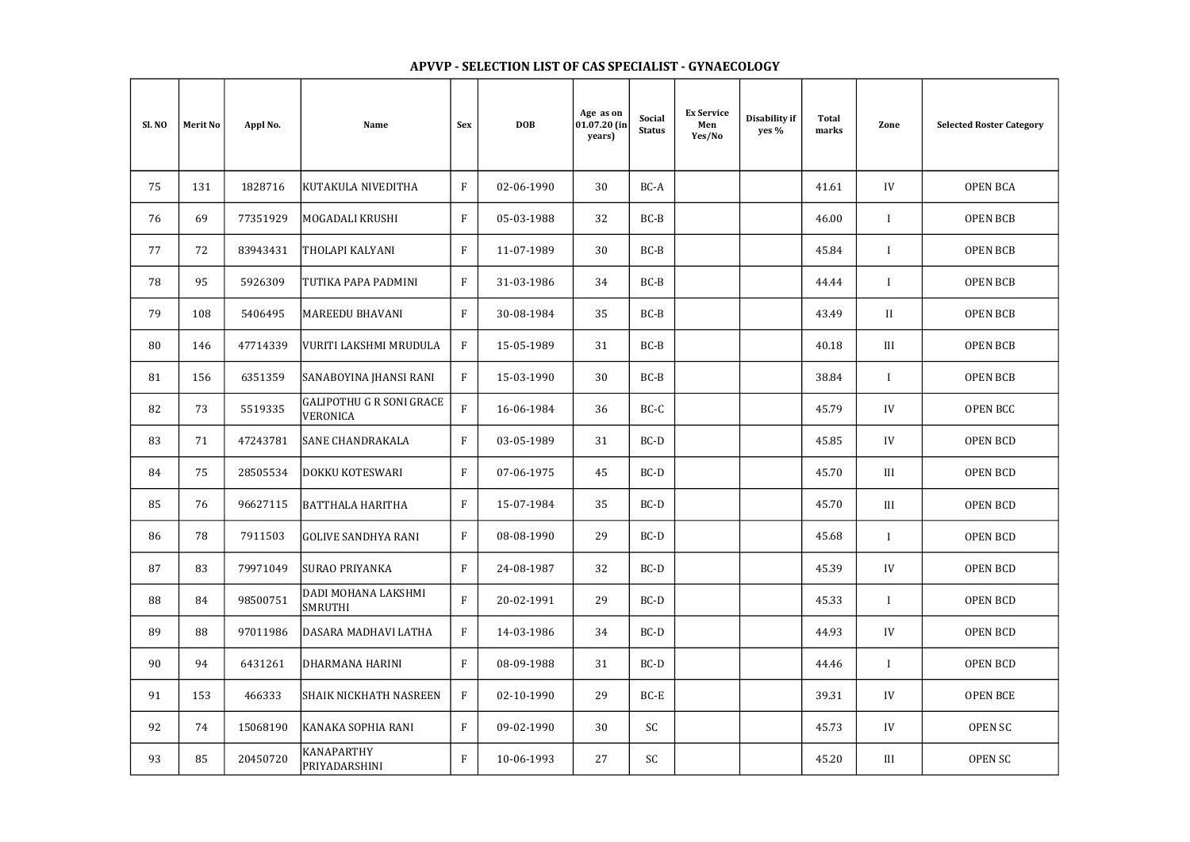## APVVP - SELECTION LIST OF CAS SPECIALIST - GYNAECOLOGY

| Sl. NO | Merit No | Appl No. | Name | Sex | DOB | Age as on 01.07.20 (in years) | Social Status | Ex Service Men Yes/No | Disability if yes % | Total marks | Zone | Selected Roster Category |
|---|---|---|---|---|---|---|---|---|---|---|---|---|
| 75 | 131 | 1828716 | KUTAKULA NIVEDITHA | F | 02-06-1990 | 30 | BC-A | | | 41.61 | IV | OPEN BCA |
| 76 | 69 | 77351929 | MOGADALI KRUSHI | F | 05-03-1988 | 32 | BC-B | | | 46.00 | I | OPEN BCB |
| 77 | 72 | 83943431 | THOLAPI KALYANI | F | 11-07-1989 | 30 | BC-B | | | 45.84 | I | OPEN BCB |
| 78 | 95 | 5926309 | TUTIKA PAPA PADMINI | F | 31-03-1986 | 34 | BC-B | | | 44.44 | I | OPEN BCB |
| 79 | 108 | 5406495 | MAREEDU BHAVANI | F | 30-08-1984 | 35 | BC-B | | | 43.49 | II | OPEN BCB |
| 80 | 146 | 47714339 | VURITI LAKSHMI MRUDULA | F | 15-05-1989 | 31 | BC-B | | | 40.18 | III | OPEN BCB |
| 81 | 156 | 6351359 | SANABOYINA JHANSI RANI | F | 15-03-1990 | 30 | BC-B | | | 38.84 | I | OPEN BCB |
| 82 | 73 | 5519335 | GALIPOTHU G R SONI GRACE VERONICA | F | 16-06-1984 | 36 | BC-C | | | 45.79 | IV | OPEN BCC |
| 83 | 71 | 47243781 | SANE CHANDRAKALA | F | 03-05-1989 | 31 | BC-D | | | 45.85 | IV | OPEN BCD |
| 84 | 75 | 28505534 | DOKKU KOTESWARI | F | 07-06-1975 | 45 | BC-D | | | 45.70 | III | OPEN BCD |
| 85 | 76 | 96627115 | BATTHALA HARITHA | F | 15-07-1984 | 35 | BC-D | | | 45.70 | III | OPEN BCD |
| 86 | 78 | 7911503 | GOLIVE SANDHYA RANI | F | 08-08-1990 | 29 | BC-D | | | 45.68 | I | OPEN BCD |
| 87 | 83 | 79971049 | SURAO PRIYANKA | F | 24-08-1987 | 32 | BC-D | | | 45.39 | IV | OPEN BCD |
| 88 | 84 | 98500751 | DADI MOHANA LAKSHMI SMRUTHI | F | 20-02-1991 | 29 | BC-D | | | 45.33 | I | OPEN BCD |
| 89 | 88 | 97011986 | DASARA MADHAVI LATHA | F | 14-03-1986 | 34 | BC-D | | | 44.93 | IV | OPEN BCD |
| 90 | 94 | 6431261 | DHARMANA HARINI | F | 08-09-1988 | 31 | BC-D | | | 44.46 | I | OPEN BCD |
| 91 | 153 | 466333 | SHAIK NICKHATH NASREEN | F | 02-10-1990 | 29 | BC-E | | | 39.31 | IV | OPEN BCE |
| 92 | 74 | 15068190 | KANAKA SOPHIA RANI | F | 09-02-1990 | 30 | SC | | | 45.73 | IV | OPEN SC |
| 93 | 85 | 20450720 | KANAPARTHY PRIYADARSHINI | F | 10-06-1993 | 27 | SC | | | 45.20 | III | OPEN SC |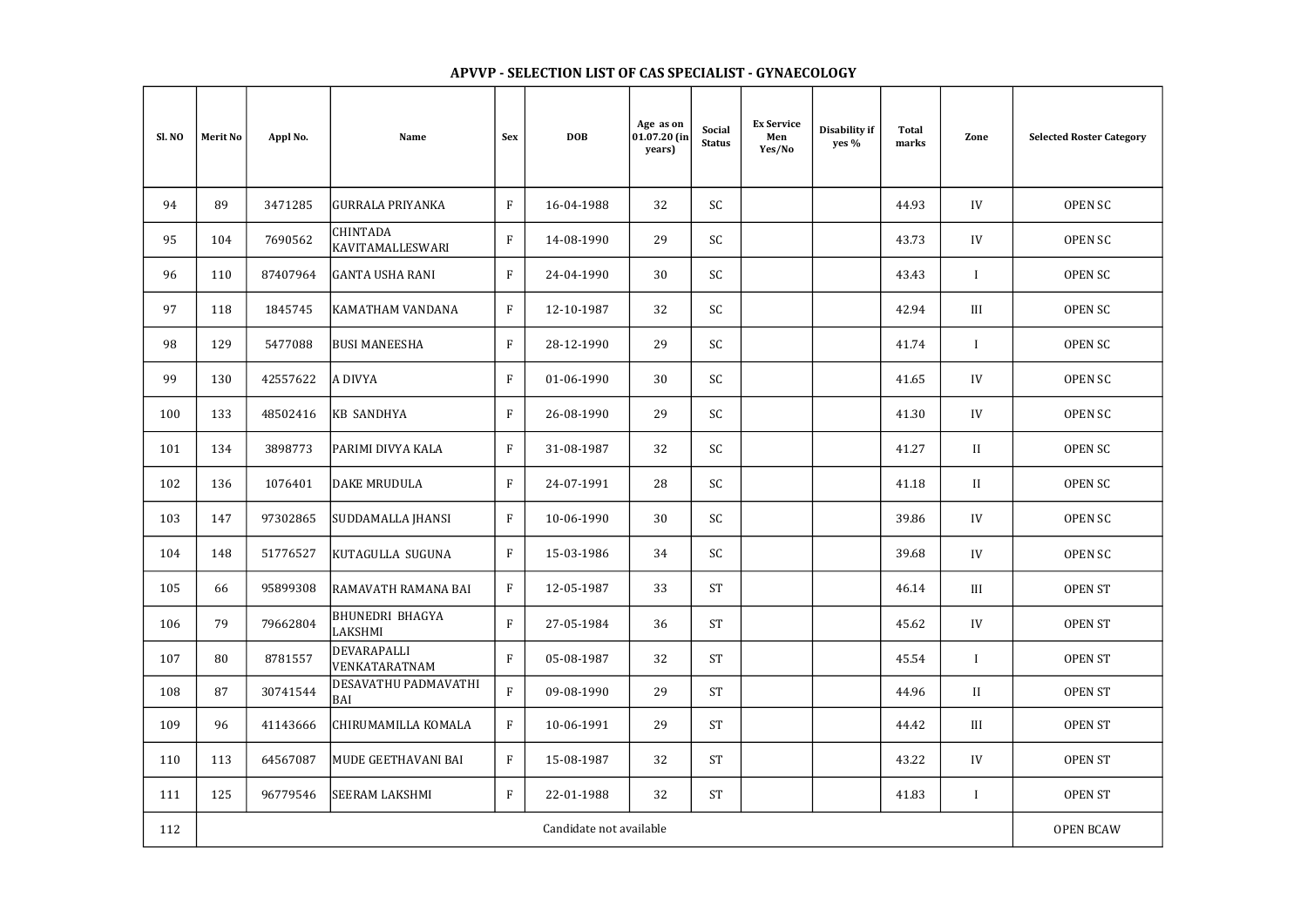**APVVP - SELECTION LIST OF CAS SPECIALIST - GYNAECOLOGY**

| Sl. NO | Merit No | Appl No. | Name | Sex | DOB | Age as on 01.07.20 (in years) | Social Status | Ex Service Men Yes/No | Disability if yes % | Total marks | Zone | Selected Roster Category |
|---|---|---|---|---|---|---|---|---|---|---|---|---|
| 94 | 89 | 3471285 | GURRALA PRIYANKA | F | 16-04-1988 | 32 | SC | | | 44.93 | IV | OPEN SC |
| 95 | 104 | 7690562 | CHINTADA KAVITAMALLESWARI | F | 14-08-1990 | 29 | SC | | | 43.73 | IV | OPEN SC |
| 96 | 110 | 87407964 | GANTA USHA RANI | F | 24-04-1990 | 30 | SC | | | 43.43 | I | OPEN SC |
| 97 | 118 | 1845745 | KAMATHAM VANDANA | F | 12-10-1987 | 32 | SC | | | 42.94 | III | OPEN SC |
| 98 | 129 | 5477088 | BUSI MANEESHA | F | 28-12-1990 | 29 | SC | | | 41.74 | I | OPEN SC |
| 99 | 130 | 42557622 | A DIVYA | F | 01-06-1990 | 30 | SC | | | 41.65 | IV | OPEN SC |
| 100 | 133 | 48502416 | KB SANDHYA | F | 26-08-1990 | 29 | SC | | | 41.30 | IV | OPEN SC |
| 101 | 134 | 3898773 | PARIMI DIVYA KALA | F | 31-08-1987 | 32 | SC | | | 41.27 | II | OPEN SC |
| 102 | 136 | 1076401 | DAKE MRUDULA | F | 24-07-1991 | 28 | SC | | | 41.18 | II | OPEN SC |
| 103 | 147 | 97302865 | SUDDAMALLA JHANSI | F | 10-06-1990 | 30 | SC | | | 39.86 | IV | OPEN SC |
| 104 | 148 | 51776527 | KUTAGULLA SUGUNA | F | 15-03-1986 | 34 | SC | | | 39.68 | IV | OPEN SC |
| 105 | 66 | 95899308 | RAMAVATH RAMANA BAI | F | 12-05-1987 | 33 | ST | | | 46.14 | III | OPEN ST |
| 106 | 79 | 79662804 | BHUNEDRI BHAGYA LAKSHMI | F | 27-05-1984 | 36 | ST | | | 45.62 | IV | OPEN ST |
| 107 | 80 | 8781557 | DEVARAPALLI VENKATARATNAM | F | 05-08-1987 | 32 | ST | | | 45.54 | I | OPEN ST |
| 108 | 87 | 30741544 | DESAVATHU PADMAVATHI BAI | F | 09-08-1990 | 29 | ST | | | 44.96 | II | OPEN ST |
| 109 | 96 | 41143666 | CHIRUMAMILLA KOMALA | F | 10-06-1991 | 29 | ST | | | 44.42 | III | OPEN ST |
| 110 | 113 | 64567087 | MUDE GEETHAVANI BAI | F | 15-08-1987 | 32 | ST | | | 43.22 | IV | OPEN ST |
| 111 | 125 | 96779546 | SEERAM LAKSHMI | F | 22-01-1988 | 32 | ST | | | 41.83 | I | OPEN ST |
| 112 | Candidate not available | | | | | | | | | | | OPEN BCAW |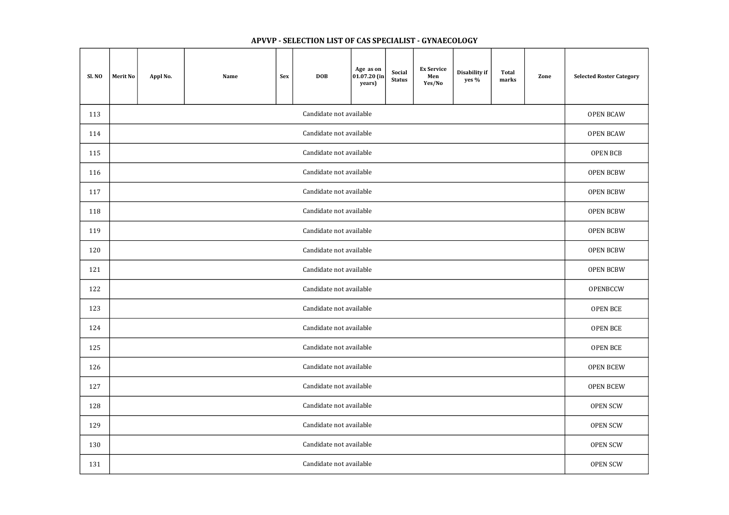## APVVP - SELECTION LIST OF CAS SPECIALIST - GYNAECOLOGY

| Sl. NO | Merit No | Appl No. | Name | Sex | DOB | Age as on 01.07.20 (in years) | Social Status | Ex Service Men Yes/No | Disability if yes % | Total marks | Zone | Selected Roster Category |
|---|---|---|---|---|---|---|---|---|---|---|---|---|
| 113 | Candidate not available | | | | | | | | | | | OPEN BCAW |
| 114 | Candidate not available | | | | | | | | | | | OPEN BCAW |
| 115 | Candidate not available | | | | | | | | | | | OPEN BCB |
| 116 | Candidate not available | | | | | | | | | | | OPEN BCBW |
| 117 | Candidate not available | | | | | | | | | | | OPEN BCBW |
| 118 | Candidate not available | | | | | | | | | | | OPEN BCBW |
| 119 | Candidate not available | | | | | | | | | | | OPEN BCBW |
| 120 | Candidate not available | | | | | | | | | | | OPEN BCBW |
| 121 | Candidate not available | | | | | | | | | | | OPEN BCBW |
| 122 | Candidate not available | | | | | | | | | | | OPENBCCW |
| 123 | Candidate not available | | | | | | | | | | | OPEN BCE |
| 124 | Candidate not available | | | | | | | | | | | OPEN BCE |
| 125 | Candidate not available | | | | | | | | | | | OPEN BCE |
| 126 | Candidate not available | | | | | | | | | | | OPEN BCEW |
| 127 | Candidate not available | | | | | | | | | | | OPEN BCEW |
| 128 | Candidate not available | | | | | | | | | | | OPEN SCW |
| 129 | Candidate not available | | | | | | | | | | | OPEN SCW |
| 130 | Candidate not available | | | | | | | | | | | OPEN SCW |
| 131 | Candidate not available | | | | | | | | | | | OPEN SCW |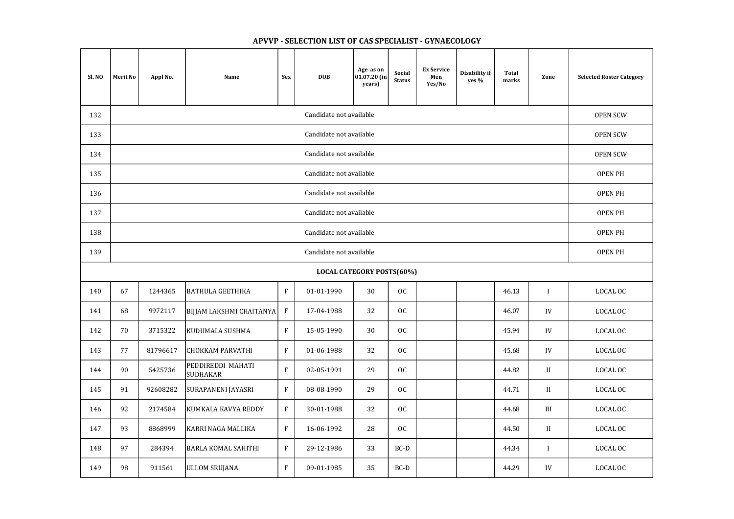# APVVP - SELECTION LIST OF CAS SPECIALIST - GYNAECOLOGY

| Sl. NO | Merit No | Appl No. | Name | Sex | DOB | Age as on 01.07.20 (in years) | Social Status | Ex Service Men Yes/No | Disability if yes % | Total marks | Zone | Selected Roster Category |
|---|---|---|---|---|---|---|---|---|---|---|---|---|
| 132 | Candidate not available | | | | | | | | | | | OPEN SCW |
| 133 | Candidate not available | | | | | | | | | | | OPEN SCW |
| 134 | Candidate not available | | | | | | | | | | | OPEN SCW |
| 135 | Candidate not available | | | | | | | | | | | OPEN PH |
| 136 | Candidate not available | | | | | | | | | | | OPEN PH |
| 137 | Candidate not available | | | | | | | | | | | OPEN PH |
| 138 | Candidate not available | | | | | | | | | | | OPEN PH |
| 139 | Candidate not available | | | | | | | | | | | OPEN PH |
| **LOCAL CATEGORY POSTS(60%)** | | | | | | | | | | | | |
| 140 | 67 | 1244365 | BATHULA GEETHIKA | F | 01-01-1990 | 30 | OC | | | 46.13 | I | LOCAL OC |
| 141 | 68 | 9972117 | BIJJAM LAKSHMI CHAITANYA | F | 17-04-1988 | 32 | OC | | | 46.07 | IV | LOCAL OC |
| 142 | 70 | 3715322 | KUDUMALA SUSHMA | F | 15-05-1990 | 30 | OC | | | 45.94 | IV | LOCAL OC |
| 143 | 77 | 81796617 | CHOKKAM PARVATHI | F | 01-06-1988 | 32 | OC | | | 45.68 | IV | LOCAL OC |
| 144 | 90 | 5425736 | PEDDIREDDI MAHATI SUDHAKAR | F | 02-05-1991 | 29 | OC | | | 44.82 | II | LOCAL OC |
| 145 | 91 | 92608282 | SURAPANENI JAYASRI | F | 08-08-1990 | 29 | OC | | | 44.71 | II | LOCAL OC |
| 146 | 92 | 2174584 | KUMKALA KAVYA REDDY | F | 30-01-1988 | 32 | OC | | | 44.68 | III | LOCAL OC |
| 147 | 93 | 8868999 | KARRI NAGA MALLIKA | F | 16-06-1992 | 28 | OC | | | 44.50 | II | LOCAL OC |
| 148 | 97 | 284394 | BARLA KOMAL SAHITHI | F | 29-12-1986 | 33 | BC-D | | | 44.34 | I | LOCAL OC |
| 149 | 98 | 911561 | ULLOM SRUJANA | F | 09-01-1985 | 35 | BC-D | | | 44.29 | IV | LOCAL OC |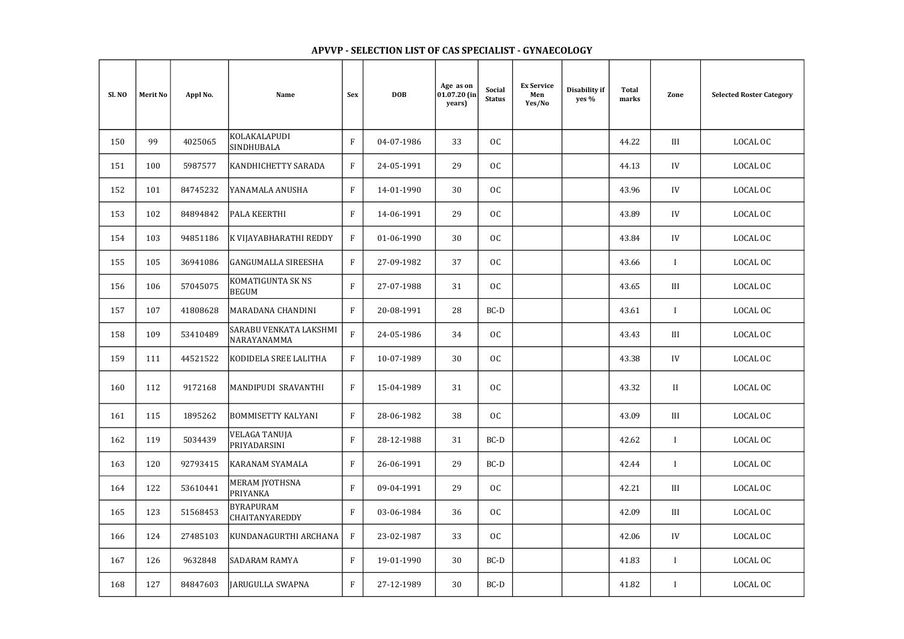# APVVP - SELECTION LIST OF CAS SPECIALIST - GYNAECOLOGY

| Sl. NO | Merit No | Appl No. | Name | Sex | DOB | Age as on 01.07.20 (in years) | Social Status | Ex Service Men Yes/No | Disability if yes % | Total marks | Zone | Selected Roster Category |
|---|---|---|---|---|---|---|---|---|---|---|---|---|
| 150 | 99 | 4025065 | KOLAKALAPUDI SINDHUBALA | F | 04-07-1986 | 33 | OC | | | 44.22 | III | LOCAL OC |
| 151 | 100 | 5987577 | KANDHICHETTY SARADA | F | 24-05-1991 | 29 | OC | | | 44.13 | IV | LOCAL OC |
| 152 | 101 | 84745232 | YANAMALA ANUSHA | F | 14-01-1990 | 30 | OC | | | 43.96 | IV | LOCAL OC |
| 153 | 102 | 84894842 | PALA KEERTHI | F | 14-06-1991 | 29 | OC | | | 43.89 | IV | LOCAL OC |
| 154 | 103 | 94851186 | K VIJAYABHARATHI REDDY | F | 01-06-1990 | 30 | OC | | | 43.84 | IV | LOCAL OC |
| 155 | 105 | 36941086 | GANGUMALLA SIREESHA | F | 27-09-1982 | 37 | OC | | | 43.66 | I | LOCAL OC |
| 156 | 106 | 57045075 | KOMATIGUNTA SK NS BEGUM | F | 27-07-1988 | 31 | OC | | | 43.65 | III | LOCAL OC |
| 157 | 107 | 41808628 | MARADANA CHANDINI | F | 20-08-1991 | 28 | BC-D | | | 43.61 | I | LOCAL OC |
| 158 | 109 | 53410489 | SARABU VENKATA LAKSHMI NARAYANAMMA | F | 24-05-1986 | 34 | OC | | | 43.43 | III | LOCAL OC |
| 159 | 111 | 44521522 | KODIDELA SREE LALITHA | F | 10-07-1989 | 30 | OC | | | 43.38 | IV | LOCAL OC |
| 160 | 112 | 9172168 | MANDIPUDI SRAVANTHI | F | 15-04-1989 | 31 | OC | | | 43.32 | II | LOCAL OC |
| 161 | 115 | 1895262 | BOMMISETTY KALYANI | F | 28-06-1982 | 38 | OC | | | 43.09 | III | LOCAL OC |
| 162 | 119 | 5034439 | VELAGA TANUJA PRIYADARSINI | F | 28-12-1988 | 31 | BC-D | | | 42.62 | I | LOCAL OC |
| 163 | 120 | 92793415 | KARANAM SYAMALA | F | 26-06-1991 | 29 | BC-D | | | 42.44 | I | LOCAL OC |
| 164 | 122 | 53610441 | MERAM JYOTHSNA PRIYANKA | F | 09-04-1991 | 29 | OC | | | 42.21 | III | LOCAL OC |
| 165 | 123 | 51568453 | BYRAPURAM CHAITANYAREDDY | F | 03-06-1984 | 36 | OC | | | 42.09 | III | LOCAL OC |
| 166 | 124 | 27485103 | KUNDANAGURTHI ARCHANA | F | 23-02-1987 | 33 | OC | | | 42.06 | IV | LOCAL OC |
| 167 | 126 | 9632848 | SADARAM RAMYA | F | 19-01-1990 | 30 | BC-D | | | 41.83 | I | LOCAL OC |
| 168 | 127 | 84847603 | JARUGULLA SWAPNA | F | 27-12-1989 | 30 | BC-D | | | 41.82 | I | LOCAL OC |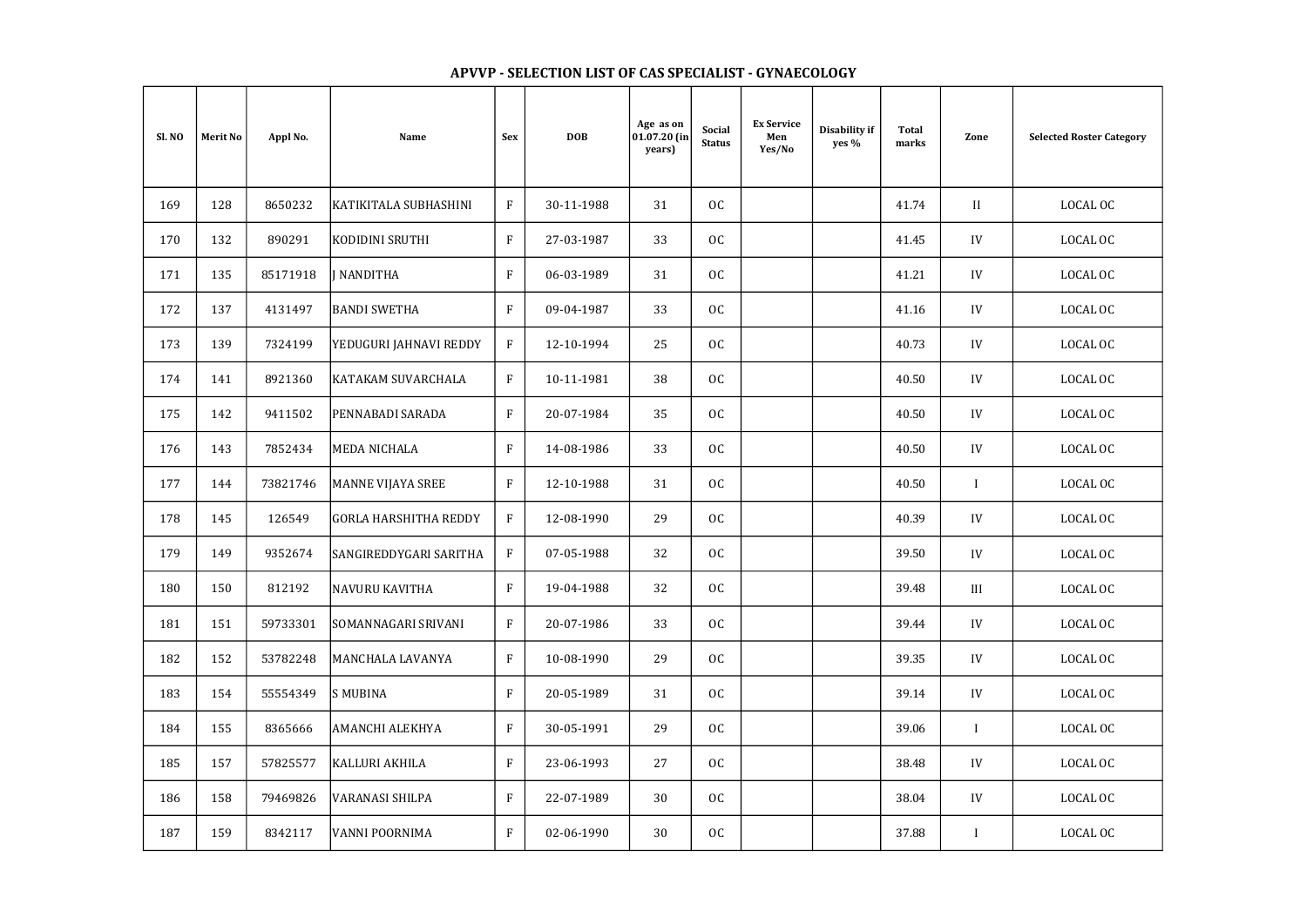## APVVP - SELECTION LIST OF CAS SPECIALIST - GYNAECOLOGY

| Sl. NO | Merit No | Appl No. | Name | Sex | DOB | Age as on 01.07.20 (in years) | Social Status | Ex Service Men Yes/No | Disability if yes % | Total marks | Zone | Selected Roster Category |
|---|---|---|---|---|---|---|---|---|---|---|---|---|
| 169 | 128 | 8650232 | KATIKITALA SUBHASHINI | F | 30-11-1988 | 31 | OC | | | 41.74 | II | LOCAL OC |
| 170 | 132 | 890291 | KODIDINI SRUTHI | F | 27-03-1987 | 33 | OC | | | 41.45 | IV | LOCAL OC |
| 171 | 135 | 85171918 | J NANDITHA | F | 06-03-1989 | 31 | OC | | | 41.21 | IV | LOCAL OC |
| 172 | 137 | 4131497 | BANDI SWETHA | F | 09-04-1987 | 33 | OC | | | 41.16 | IV | LOCAL OC |
| 173 | 139 | 7324199 | YEDUGURI JAHNAVI REDDY | F | 12-10-1994 | 25 | OC | | | 40.73 | IV | LOCAL OC |
| 174 | 141 | 8921360 | KATAKAM SUVARCHALA | F | 10-11-1981 | 38 | OC | | | 40.50 | IV | LOCAL OC |
| 175 | 142 | 9411502 | PENNABADI SARADA | F | 20-07-1984 | 35 | OC | | | 40.50 | IV | LOCAL OC |
| 176 | 143 | 7852434 | MEDA NICHALA | F | 14-08-1986 | 33 | OC | | | 40.50 | IV | LOCAL OC |
| 177 | 144 | 73821746 | MANNE VIJAYA SREE | F | 12-10-1988 | 31 | OC | | | 40.50 | I | LOCAL OC |
| 178 | 145 | 126549 | GORLA HARSHITHA REDDY | F | 12-08-1990 | 29 | OC | | | 40.39 | IV | LOCAL OC |
| 179 | 149 | 9352674 | SANGIREDDYGARI SARITHA | F | 07-05-1988 | 32 | OC | | | 39.50 | IV | LOCAL OC |
| 180 | 150 | 812192 | NAVURU KAVITHA | F | 19-04-1988 | 32 | OC | | | 39.48 | III | LOCAL OC |
| 181 | 151 | 59733301 | SOMANNAGARI SRIVANI | F | 20-07-1986 | 33 | OC | | | 39.44 | IV | LOCAL OC |
| 182 | 152 | 53782248 | MANCHALA LAVANYA | F | 10-08-1990 | 29 | OC | | | 39.35 | IV | LOCAL OC |
| 183 | 154 | 55554349 | S MUBINA | F | 20-05-1989 | 31 | OC | | | 39.14 | IV | LOCAL OC |
| 184 | 155 | 8365666 | AMANCHI ALEKHYA | F | 30-05-1991 | 29 | OC | | | 39.06 | I | LOCAL OC |
| 185 | 157 | 57825577 | KALLURI AKHILA | F | 23-06-1993 | 27 | OC | | | 38.48 | IV | LOCAL OC |
| 186 | 158 | 79469826 | VARANASI SHILPA | F | 22-07-1989 | 30 | OC | | | 38.04 | IV | LOCAL OC |
| 187 | 159 | 8342117 | VANNI POORNIMA | F | 02-06-1990 | 30 | OC | | | 37.88 | I | LOCAL OC |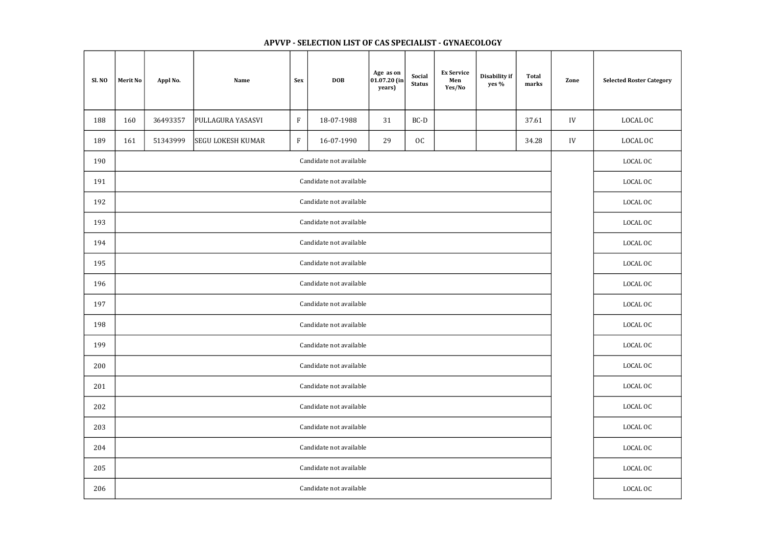## APVVP - SELECTION LIST OF CAS SPECIALIST - GYNAECOLOGY

| Sl. NO | Merit No | Appl No. | Name | Sex | DOB | Age as on 01.07.20 (in years) | Social Status | Ex Service Men Yes/No | Disability if yes % | Total marks | Zone | Selected Roster Category |
|---|---|---|---|---|---|---|---|---|---|---|---|---|
| 188 | 160 | 36493357 | PULLAGURA YASASVI | F | 18-07-1988 | 31 | BC-D | | | 37.61 | IV | LOCAL OC |
| 189 | 161 | 51343999 | SEGU LOKESH KUMAR | F | 16-07-1990 | 29 | OC | | | 34.28 | IV | LOCAL OC |
| 190 | Candidate not available | | | | | | | | | | | LOCAL OC |
| 191 | Candidate not available | | | | | | | | | | | LOCAL OC |
| 192 | Candidate not available | | | | | | | | | | | LOCAL OC |
| 193 | Candidate not available | | | | | | | | | | | LOCAL OC |
| 194 | Candidate not available | | | | | | | | | | | LOCAL OC |
| 195 | Candidate not available | | | | | | | | | | | LOCAL OC |
| 196 | Candidate not available | | | | | | | | | | | LOCAL OC |
| 197 | Candidate not available | | | | | | | | | | | LOCAL OC |
| 198 | Candidate not available | | | | | | | | | | | LOCAL OC |
| 199 | Candidate not available | | | | | | | | | | | LOCAL OC |
| 200 | Candidate not available | | | | | | | | | | | LOCAL OC |
| 201 | Candidate not available | | | | | | | | | | | LOCAL OC |
| 202 | Candidate not available | | | | | | | | | | | LOCAL OC |
| 203 | Candidate not available | | | | | | | | | | | LOCAL OC |
| 204 | Candidate not available | | | | | | | | | | | LOCAL OC |
| 205 | Candidate not available | | | | | | | | | | | LOCAL OC |
| 206 | Candidate not available | | | | | | | | | | | LOCAL OC |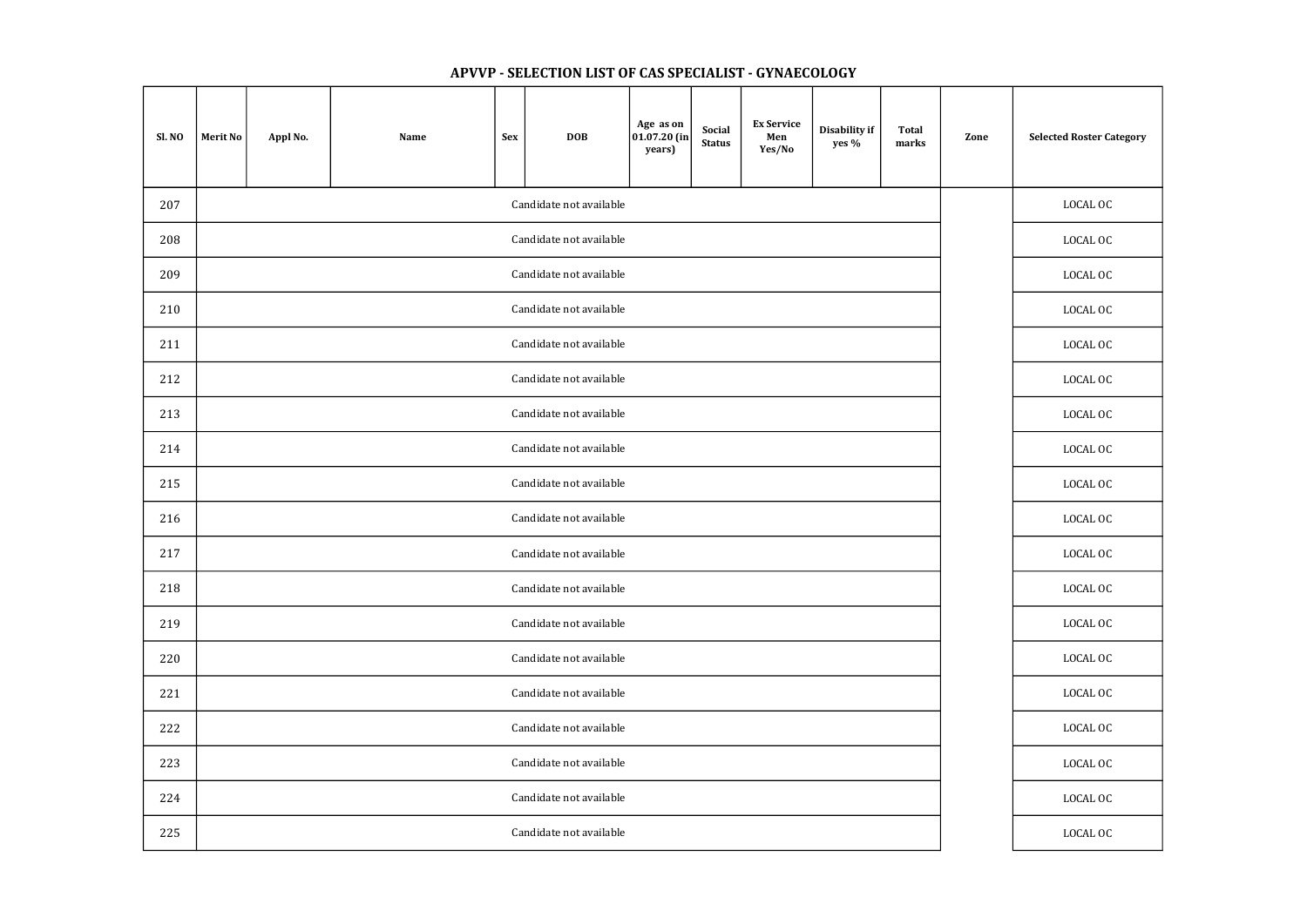## APVVP - SELECTION LIST OF CAS SPECIALIST - GYNAECOLOGY

| Sl. NO | Merit No | Appl No. | Name | Sex | DOB | Age as on 01.07.20 (in years) | Social Status | Ex Service Men Yes/No | Disability if yes % | Total marks | Zone | Selected Roster Category |
|---|---|---|---|---|---|---|---|---|---|---|---|---|
| 207 | Candidate not available | | | | | | | | | | | LOCAL OC |
| 208 | Candidate not available | | | | | | | | | | | LOCAL OC |
| 209 | Candidate not available | | | | | | | | | | | LOCAL OC |
| 210 | Candidate not available | | | | | | | | | | | LOCAL OC |
| 211 | Candidate not available | | | | | | | | | | | LOCAL OC |
| 212 | Candidate not available | | | | | | | | | | | LOCAL OC |
| 213 | Candidate not available | | | | | | | | | | | LOCAL OC |
| 214 | Candidate not available | | | | | | | | | | | LOCAL OC |
| 215 | Candidate not available | | | | | | | | | | | LOCAL OC |
| 216 | Candidate not available | | | | | | | | | | | LOCAL OC |
| 217 | Candidate not available | | | | | | | | | | | LOCAL OC |
| 218 | Candidate not available | | | | | | | | | | | LOCAL OC |
| 219 | Candidate not available | | | | | | | | | | | LOCAL OC |
| 220 | Candidate not available | | | | | | | | | | | LOCAL OC |
| 221 | Candidate not available | | | | | | | | | | | LOCAL OC |
| 222 | Candidate not available | | | | | | | | | | | LOCAL OC |
| 223 | Candidate not available | | | | | | | | | | | LOCAL OC |
| 224 | Candidate not available | | | | | | | | | | | LOCAL OC |
| 225 | Candidate not available | | | | | | | | | | | LOCAL OC |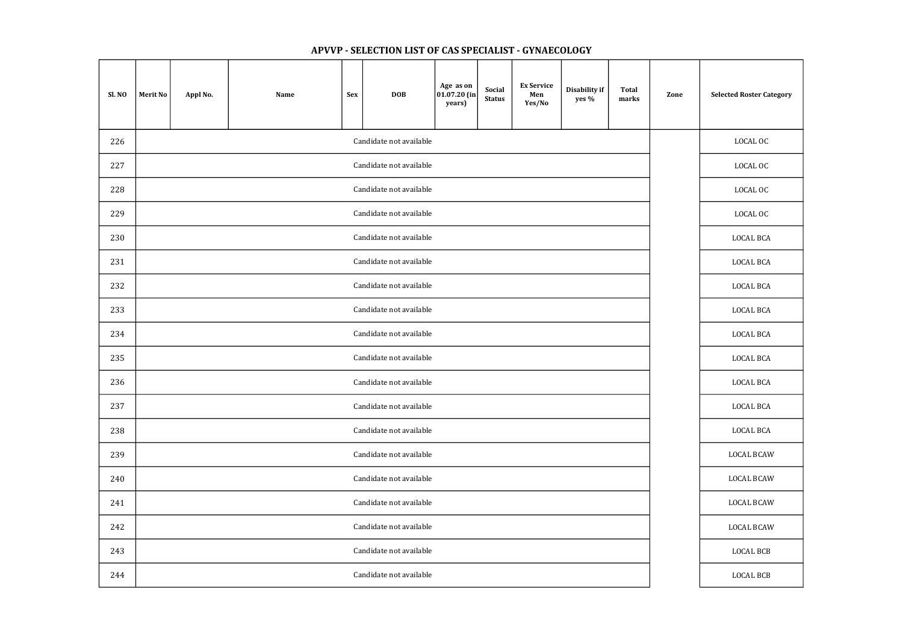## APVVP - SELECTION LIST OF CAS SPECIALIST - GYNAECOLOGY

| Sl. NO | Merit No | Appl No. | Name | Sex | DOB | Age as on 01.07.20 (in years) | Social Status | Ex Service Men Yes/No | Disability if yes % | Total marks | Zone | Selected Roster Category |
|---|---|---|---|---|---|---|---|---|---|---|---|---|
| 226 | Candidate not available | | | | | | | | | | | LOCAL OC |
| 227 | Candidate not available | | | | | | | | | | | LOCAL OC |
| 228 | Candidate not available | | | | | | | | | | | LOCAL OC |
| 229 | Candidate not available | | | | | | | | | | | LOCAL OC |
| 230 | Candidate not available | | | | | | | | | | | LOCAL BCA |
| 231 | Candidate not available | | | | | | | | | | | LOCAL BCA |
| 232 | Candidate not available | | | | | | | | | | | LOCAL BCA |
| 233 | Candidate not available | | | | | | | | | | | LOCAL BCA |
| 234 | Candidate not available | | | | | | | | | | | LOCAL BCA |
| 235 | Candidate not available | | | | | | | | | | | LOCAL BCA |
| 236 | Candidate not available | | | | | | | | | | | LOCAL BCA |
| 237 | Candidate not available | | | | | | | | | | | LOCAL BCA |
| 238 | Candidate not available | | | | | | | | | | | LOCAL BCA |
| 239 | Candidate not available | | | | | | | | | | | LOCAL BCAW |
| 240 | Candidate not available | | | | | | | | | | | LOCAL BCAW |
| 241 | Candidate not available | | | | | | | | | | | LOCAL BCAW |
| 242 | Candidate not available | | | | | | | | | | | LOCAL BCAW |
| 243 | Candidate not available | | | | | | | | | | | LOCAL BCB |
| 244 | Candidate not available | | | | | | | | | | | LOCAL BCB |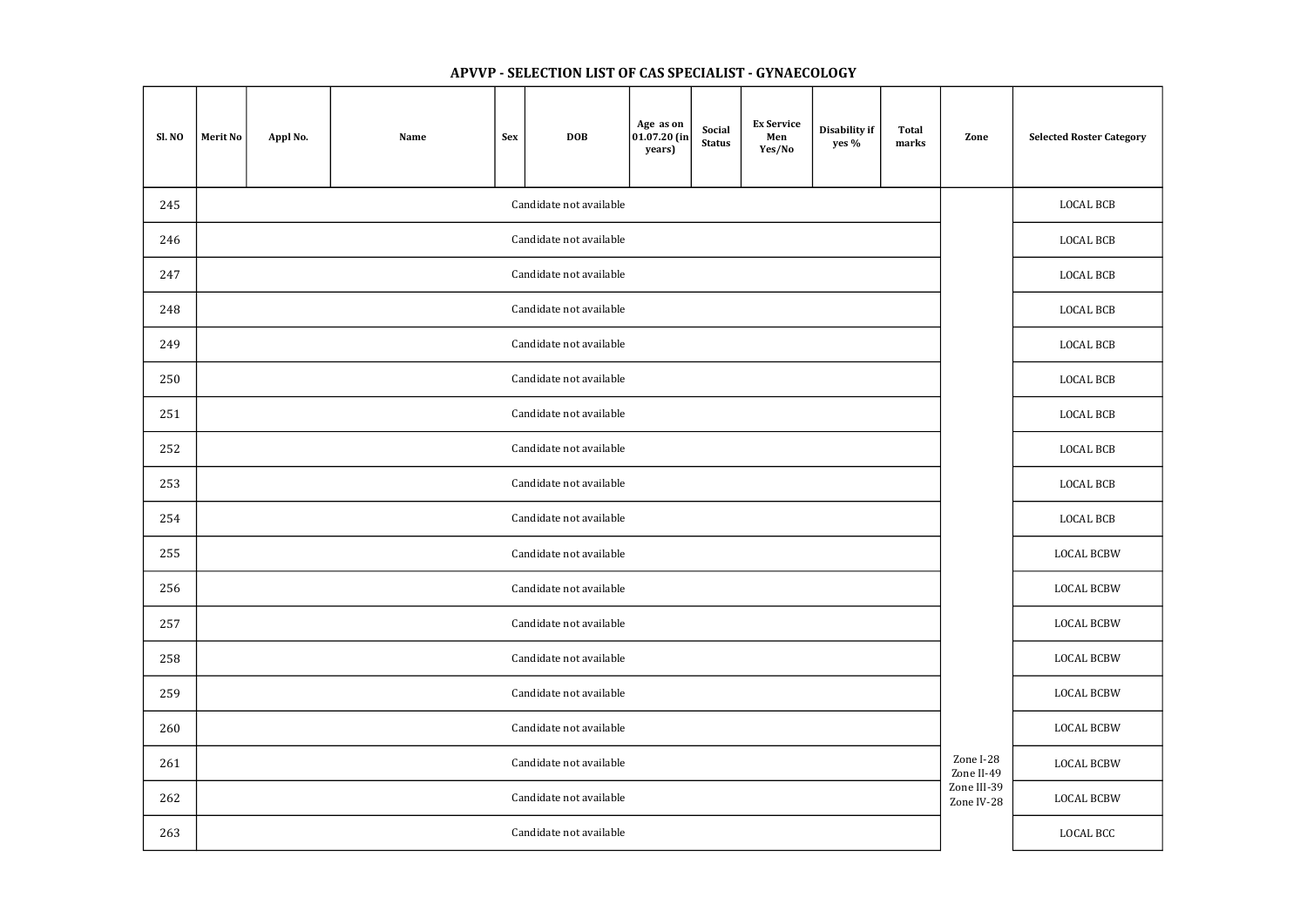## APVVP - SELECTION LIST OF CAS SPECIALIST - GYNAECOLOGY

| Sl. NO | Merit No | Appl No. | Name | Sex | DOB | Age as on 01.07.20 (in years) | Social Status | Ex Service Men Yes/No | Disability if yes % | Total marks | Zone | Selected Roster Category |
|---|---|---|---|---|---|---|---|---|---|---|---|---|
| 245 | Candidate not available | | | | | | | | | | Zone I-28 Zone II-49 Zone III-39 Zone IV-28 | LOCAL BCB |
| 246 | Candidate not available | | | | | | | | | | | LOCAL BCB |
| 247 | Candidate not available | | | | | | | | | | | LOCAL BCB |
| 248 | Candidate not available | | | | | | | | | | | LOCAL BCB |
| 249 | Candidate not available | | | | | | | | | | | LOCAL BCB |
| 250 | Candidate not available | | | | | | | | | | | LOCAL BCB |
| 251 | Candidate not available | | | | | | | | | | | LOCAL BCB |
| 252 | Candidate not available | | | | | | | | | | | LOCAL BCB |
| 253 | Candidate not available | | | | | | | | | | | LOCAL BCB |
| 254 | Candidate not available | | | | | | | | | | | LOCAL BCB |
| 255 | Candidate not available | | | | | | | | | | | LOCAL BCBW |
| 256 | Candidate not available | | | | | | | | | | | LOCAL BCBW |
| 257 | Candidate not available | | | | | | | | | | | LOCAL BCBW |
| 258 | Candidate not available | | | | | | | | | | | LOCAL BCBW |
| 259 | Candidate not available | | | | | | | | | | | LOCAL BCBW |
| 260 | Candidate not available | | | | | | | | | | | LOCAL BCBW |
| 261 | Candidate not available | | | | | | | | | | | LOCAL BCBW |
| 262 | Candidate not available | | | | | | | | | | | LOCAL BCBW |
| 263 | Candidate not available | | | | | | | | | | | LOCAL BCC |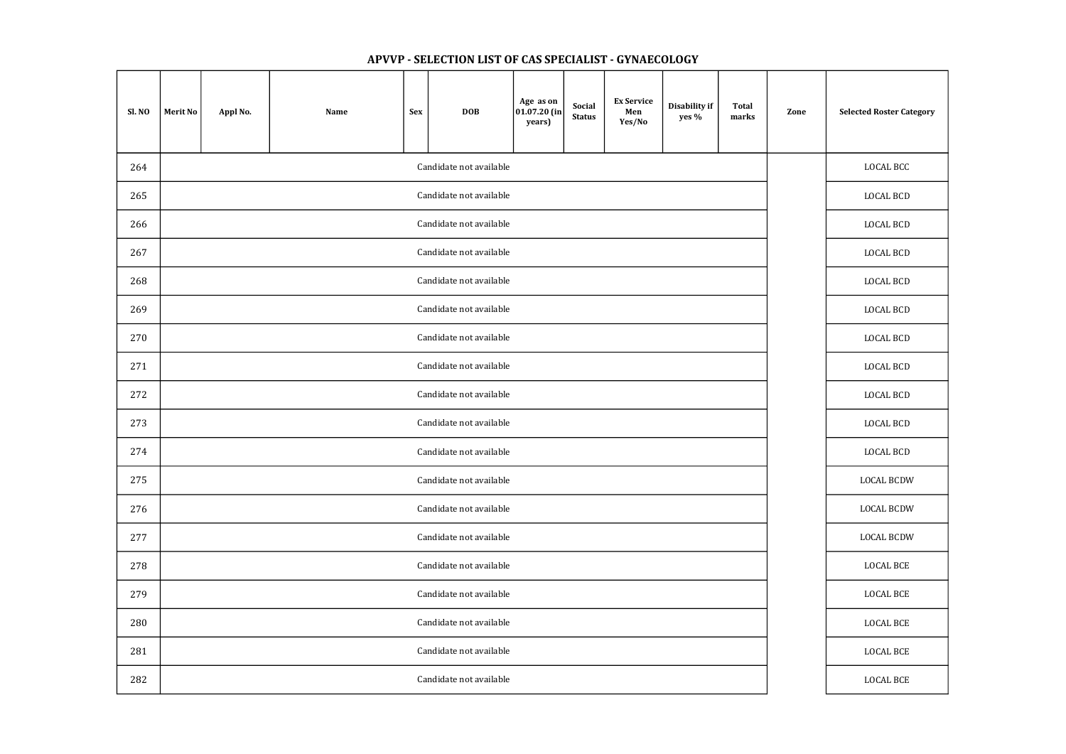**APVVP - SELECTION LIST OF CAS SPECIALIST - GYNAECOLOGY**

| Sl. NO | Merit No | Appl No. | Name | Sex | DOB | Age as on 01.07.20 (in years) | Social Status | Ex Service Men Yes/No | Disability if yes % | Total marks | Zone | Selected Roster Category |
|---|---|---|---|---|---|---|---|---|---|---|---|---|
| 264 | Candidate not available | | | | | | | | | | | LOCAL BCC |
| 265 | Candidate not available | | | | | | | | | | | LOCAL BCD |
| 266 | Candidate not available | | | | | | | | | | | LOCAL BCD |
| 267 | Candidate not available | | | | | | | | | | | LOCAL BCD |
| 268 | Candidate not available | | | | | | | | | | | LOCAL BCD |
| 269 | Candidate not available | | | | | | | | | | | LOCAL BCD |
| 270 | Candidate not available | | | | | | | | | | | LOCAL BCD |
| 271 | Candidate not available | | | | | | | | | | | LOCAL BCD |
| 272 | Candidate not available | | | | | | | | | | | LOCAL BCD |
| 273 | Candidate not available | | | | | | | | | | | LOCAL BCD |
| 274 | Candidate not available | | | | | | | | | | | LOCAL BCD |
| 275 | Candidate not available | | | | | | | | | | | LOCAL BCDW |
| 276 | Candidate not available | | | | | | | | | | | LOCAL BCDW |
| 277 | Candidate not available | | | | | | | | | | | LOCAL BCDW |
| 278 | Candidate not available | | | | | | | | | | | LOCAL BCE |
| 279 | Candidate not available | | | | | | | | | | | LOCAL BCE |
| 280 | Candidate not available | | | | | | | | | | | LOCAL BCE |
| 281 | Candidate not available | | | | | | | | | | | LOCAL BCE |
| 282 | Candidate not available | | | | | | | | | | | LOCAL BCE |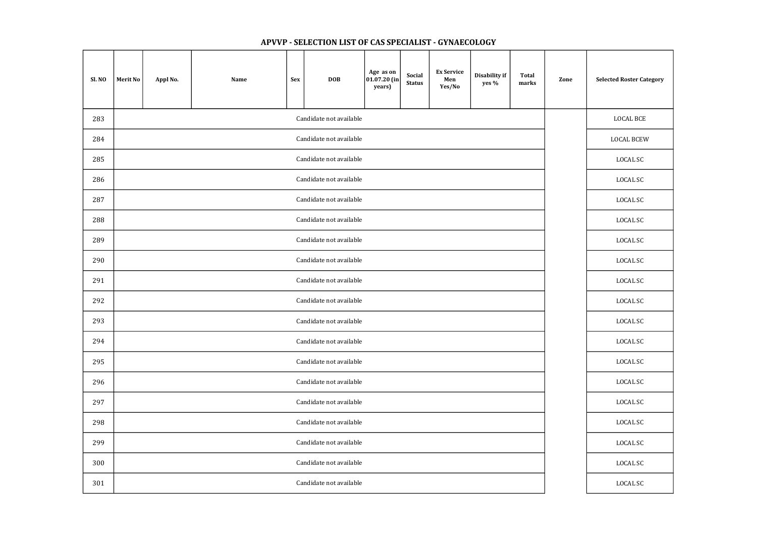**APVVP - SELECTION LIST OF CAS SPECIALIST - GYNAECOLOGY**

| Sl. NO | Merit No | Appl No. | Name | Sex | DOB | Age as on 01.07.20 (in years) | Social Status | Ex Service Men Yes/No | Disability if yes % | Total marks | Zone | Selected Roster Category |
|---|---|---|---|---|---|---|---|---|---|---|---|---|
| 283 | Candidate not available | | | | | | | | | | | LOCAL BCE |
| 284 | Candidate not available | | | | | | | | | | | LOCAL BCEW |
| 285 | Candidate not available | | | | | | | | | | | LOCAL SC |
| 286 | Candidate not available | | | | | | | | | | | LOCAL SC |
| 287 | Candidate not available | | | | | | | | | | | LOCAL SC |
| 288 | Candidate not available | | | | | | | | | | | LOCAL SC |
| 289 | Candidate not available | | | | | | | | | | | LOCAL SC |
| 290 | Candidate not available | | | | | | | | | | | LOCAL SC |
| 291 | Candidate not available | | | | | | | | | | | LOCAL SC |
| 292 | Candidate not available | | | | | | | | | | | LOCAL SC |
| 293 | Candidate not available | | | | | | | | | | | LOCAL SC |
| 294 | Candidate not available | | | | | | | | | | | LOCAL SC |
| 295 | Candidate not available | | | | | | | | | | | LOCAL SC |
| 296 | Candidate not available | | | | | | | | | | | LOCAL SC |
| 297 | Candidate not available | | | | | | | | | | | LOCAL SC |
| 298 | Candidate not available | | | | | | | | | | | LOCAL SC |
| 299 | Candidate not available | | | | | | | | | | | LOCAL SC |
| 300 | Candidate not available | | | | | | | | | | | LOCAL SC |
| 301 | Candidate not available | | | | | | | | | | | LOCAL SC |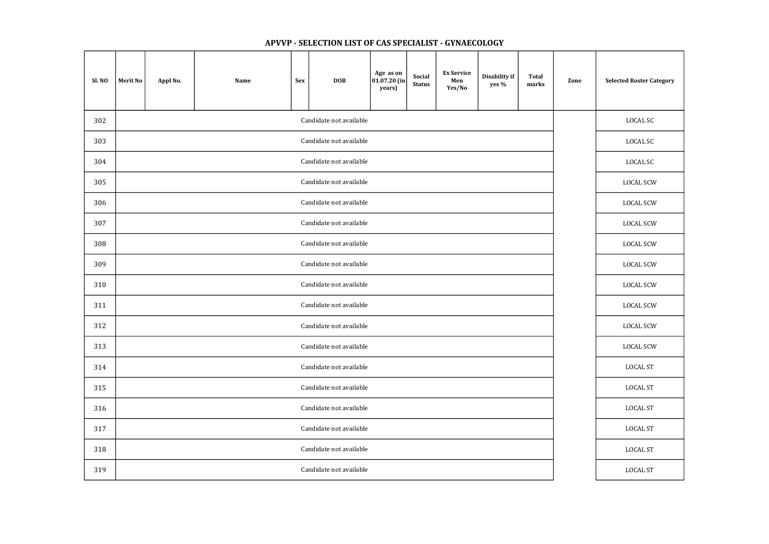## APVVP - SELECTION LIST OF CAS SPECIALIST - GYNAECOLOGY

| Sl. NO | Merit No | Appl No. | Name | Sex | DOB | Age as on 01.07.20 (in years) | Social Status | Ex Service Men Yes/No | Disability if yes % | Total marks | Zone | Selected Roster Category |
|---|---|---|---|---|---|---|---|---|---|---|---|---|
| 302 | Candidate not available | | | | | | | | | | | LOCAL SC |
| 303 | Candidate not available | | | | | | | | | | | LOCAL SC |
| 304 | Candidate not available | | | | | | | | | | | LOCAL SC |
| 305 | Candidate not available | | | | | | | | | | | LOCAL SCW |
| 306 | Candidate not available | | | | | | | | | | | LOCAL SCW |
| 307 | Candidate not available | | | | | | | | | | | LOCAL SCW |
| 308 | Candidate not available | | | | | | | | | | | LOCAL SCW |
| 309 | Candidate not available | | | | | | | | | | | LOCAL SCW |
| 310 | Candidate not available | | | | | | | | | | | LOCAL SCW |
| 311 | Candidate not available | | | | | | | | | | | LOCAL SCW |
| 312 | Candidate not available | | | | | | | | | | | LOCAL SCW |
| 313 | Candidate not available | | | | | | | | | | | LOCAL SCW |
| 314 | Candidate not available | | | | | | | | | | | LOCAL ST |
| 315 | Candidate not available | | | | | | | | | | | LOCAL ST |
| 316 | Candidate not available | | | | | | | | | | | LOCAL ST |
| 317 | Candidate not available | | | | | | | | | | | LOCAL ST |
| 318 | Candidate not available | | | | | | | | | | | LOCAL ST |
| 319 | Candidate not available | | | | | | | | | | | LOCAL ST |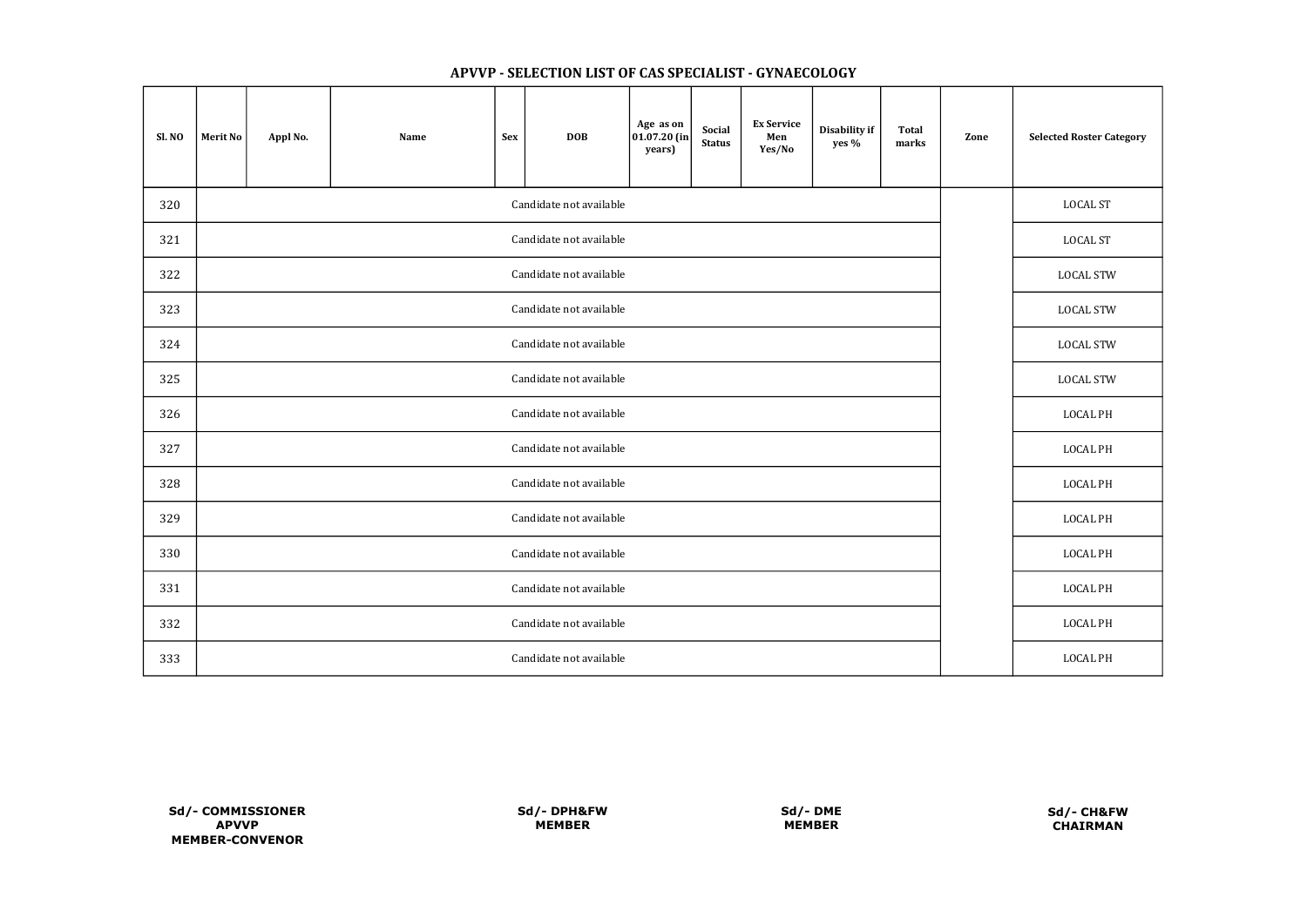## APVVP - SELECTION LIST OF CAS SPECIALIST - GYNAECOLOGY

| Sl. NO | Merit No | Appl No. | Name | Sex | DOB | Age as on 01.07.20 (in years) | Social Status | Ex Service Men Yes/No | Disability if yes % | Total marks | Zone | Selected Roster Category |
|---|---|---|---|---|---|---|---|---|---|---|---|---|
| 320 | Candidate not available | | | | | | | | | | | LOCAL ST |
| 321 | Candidate not available | | | | | | | | | | | LOCAL ST |
| 322 | Candidate not available | | | | | | | | | | | LOCAL STW |
| 323 | Candidate not available | | | | | | | | | | | LOCAL STW |
| 324 | Candidate not available | | | | | | | | | | | LOCAL STW |
| 325 | Candidate not available | | | | | | | | | | | LOCAL STW |
| 326 | Candidate not available | | | | | | | | | | | LOCAL PH |
| 327 | Candidate not available | | | | | | | | | | | LOCAL PH |
| 328 | Candidate not available | | | | | | | | | | | LOCAL PH |
| 329 | Candidate not available | | | | | | | | | | | LOCAL PH |
| 330 | Candidate not available | | | | | | | | | | | LOCAL PH |
| 331 | Candidate not available | | | | | | | | | | | LOCAL PH |
| 332 | Candidate not available | | | | | | | | | | | LOCAL PH |
| 333 | Candidate not available | | | | | | | | | | | LOCAL PH |

**Sd/- COMMISSIONER**
**APVVP**
**MEMBER-CONVENOR**

**Sd/- DPH&FW**
**MEMBER**

**Sd/- DME**
**MEMBER**

**Sd/- CH&FW**
**CHAIRMAN**